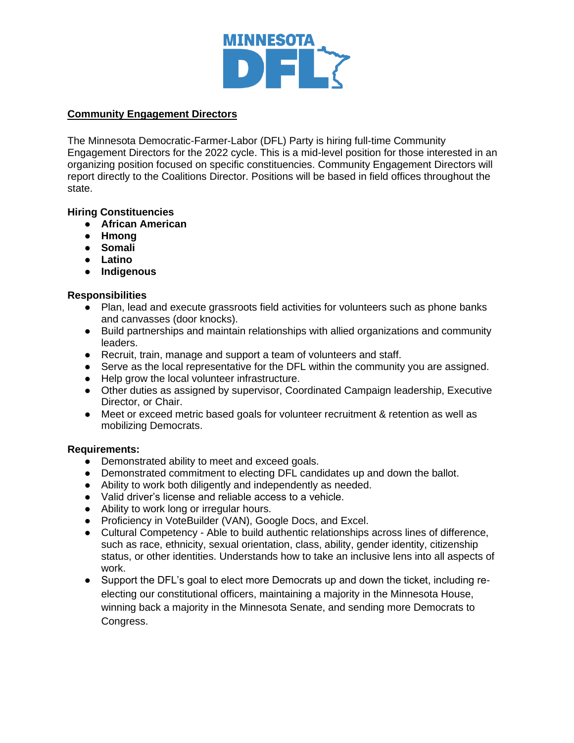# Community Engagement Directors

The Minnesota Democratic-Farmer-Labor (DFL) Party is hiring full-time Community Engagement Directors for the 2022 cycle. This is a mid-level position for those interested in an organizing position focused on specific constituencies. Community Engagement Directors will report directly to the Coalitions Director. Positions will be based in field offices throughout the state.

**Hiring Constituencies**

- **African American**
- **Hmong**
- **Somali**
- **Latino**
- **Indigenous**

**Responsibilities**

- Plan, lead and execute grassroots field activities for volunteers such as phone banks and canvasses (door knocks).
- Build partnerships and maintain relationships with allied organizations and community leaders.
- Recruit, train, manage and support a team of volunteers and staff.
- Serve as the local representative for the DFL within the community you are assigned.
- Help grow the local volunteer infrastructure.
- Other duties as assigned by supervisor, Coordinated Campaign leadership, Executive Director, or Chair.
- Meet or exceed metric based goals for volunteer recruitment & retention as well as mobilizing Democrats.

**Requirements:**

- Demonstrated ability to meet and exceed goals.
- Demonstrated commitment to electing DFL candidates up and down the ballot.
- Ability to work both diligently and independently as needed.
- Valid driver's license and reliable access to a vehicle.
- Ability to work long or irregular hours.
- Proficiency in VoteBuilder (VAN), Google Docs, and Excel.
- Cultural Competency - Able to build authentic relationships across lines of difference, such as race, ethnicity, sexual orientation, class, ability, gender identity, citizenship status, or other identities. Understands how to take an inclusive lens into all aspects of work.
- Support the DFL's goal to elect more Democrats up and down the ticket, including re-electing our constitutional officers, maintaining a majority in the Minnesota House, winning back a majority in the Minnesota Senate, and sending more Democrats to Congress.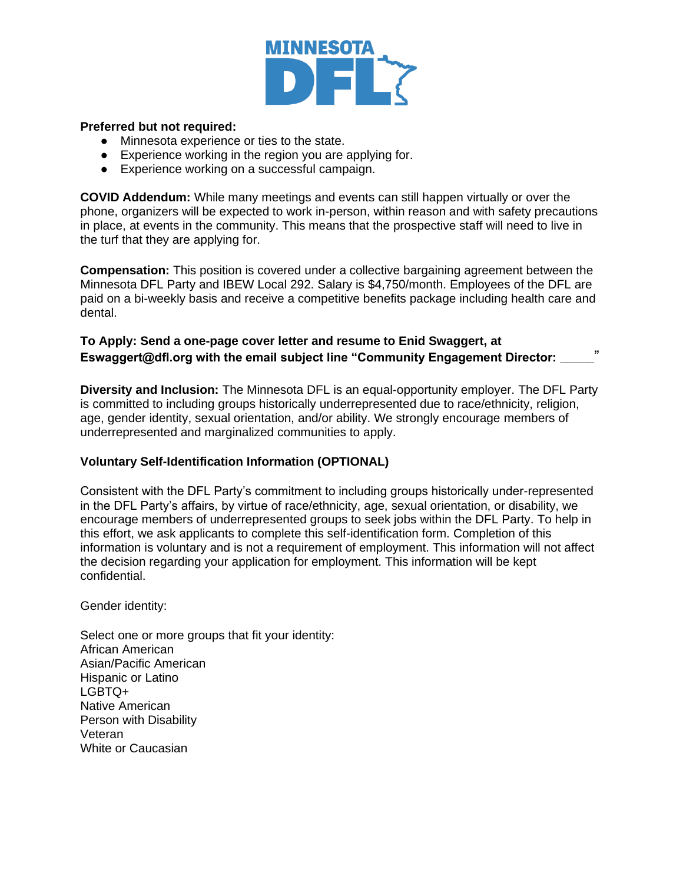**Preferred but not required:**

- Minnesota experience or ties to the state.
- Experience working in the region you are applying for.
- Experience working on a successful campaign.

**COVID Addendum:** While many meetings and events can still happen virtually or over the phone, organizers will be expected to work in-person, within reason and with safety precautions in place, at events in the community. This means that the prospective staff will need to live in the turf that they are applying for.

**Compensation:** This position is covered under a collective bargaining agreement between the Minnesota DFL Party and IBEW Local 292. Salary is $4,750/month. Employees of the DFL are paid on a bi-weekly basis and receive a competitive benefits package including health care and dental.

**To Apply: Send a one-page cover letter and resume to Enid Swaggert, at Eswaggert@dfl.org with the email subject line "Community Engagement Director: _____"**

**Diversity and Inclusion:** The Minnesota DFL is an equal-opportunity employer. The DFL Party is committed to including groups historically underrepresented due to race/ethnicity, religion, age, gender identity, sexual orientation, and/or ability. We strongly encourage members of underrepresented and marginalized communities to apply.

**Voluntary Self-Identification Information (OPTIONAL)**

Consistent with the DFL Party's commitment to including groups historically under-represented in the DFL Party's affairs, by virtue of race/ethnicity, age, sexual orientation, or disability, we encourage members of underrepresented groups to seek jobs within the DFL Party. To help in this effort, we ask applicants to complete this self-identification form. Completion of this information is voluntary and is not a requirement of employment. This information will not affect the decision regarding your application for employment. This information will be kept confidential.

Gender identity:

Select one or more groups that fit your identity:
African American
Asian/Pacific American
Hispanic or Latino
LGBTQ+
Native American
Person with Disability
Veteran
White or Caucasian